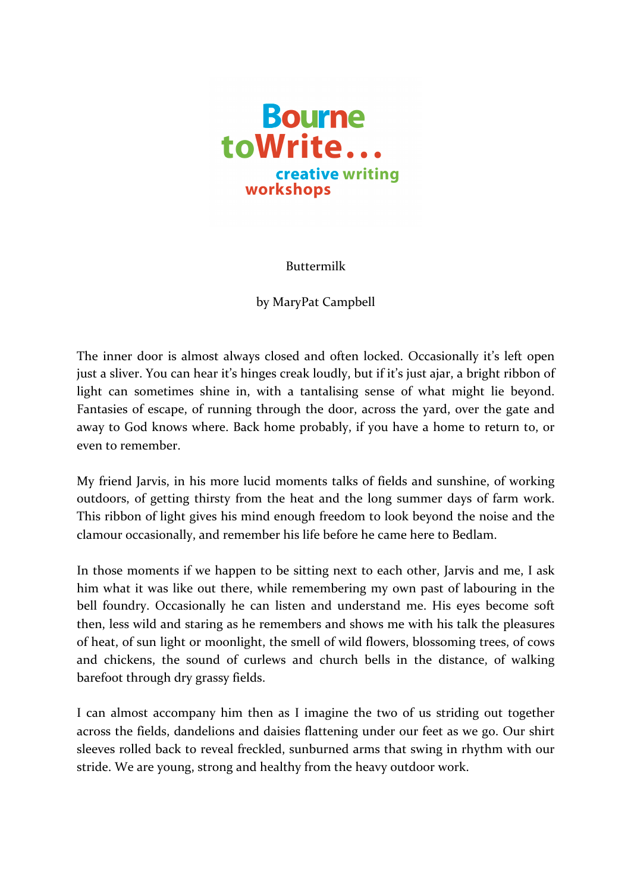Bourne toWrite... creative writing workshops

# Buttermilk

by MaryPat Campbell

The inner door is almost always closed and often locked. Occasionally it's left open just a sliver. You can hear it's hinges creak loudly, but if it's just ajar, a bright ribbon of light can sometimes shine in, with a tantalising sense of what might lie beyond. Fantasies of escape, of running through the door, across the yard, over the gate and away to God knows where. Back home probably, if you have a home to return to, or even to remember.

My friend Jarvis, in his more lucid moments talks of fields and sunshine, of working outdoors, of getting thirsty from the heat and the long summer days of farm work. This ribbon of light gives his mind enough freedom to look beyond the noise and the clamour occasionally, and remember his life before he came here to Bedlam.

In those moments if we happen to be sitting next to each other, Jarvis and me, I ask him what it was like out there, while remembering my own past of labouring in the bell foundry. Occasionally he can listen and understand me. His eyes become soft then, less wild and staring as he remembers and shows me with his talk the pleasures of heat, of sun light or moonlight, the smell of wild flowers, blossoming trees, of cows and chickens, the sound of curlews and church bells in the distance, of walking barefoot through dry grassy fields.

I can almost accompany him then as I imagine the two of us striding out together across the fields, dandelions and daisies flattening under our feet as we go. Our shirt sleeves rolled back to reveal freckled, sunburned arms that swing in rhythm with our stride. We are young, strong and healthy from the heavy outdoor work.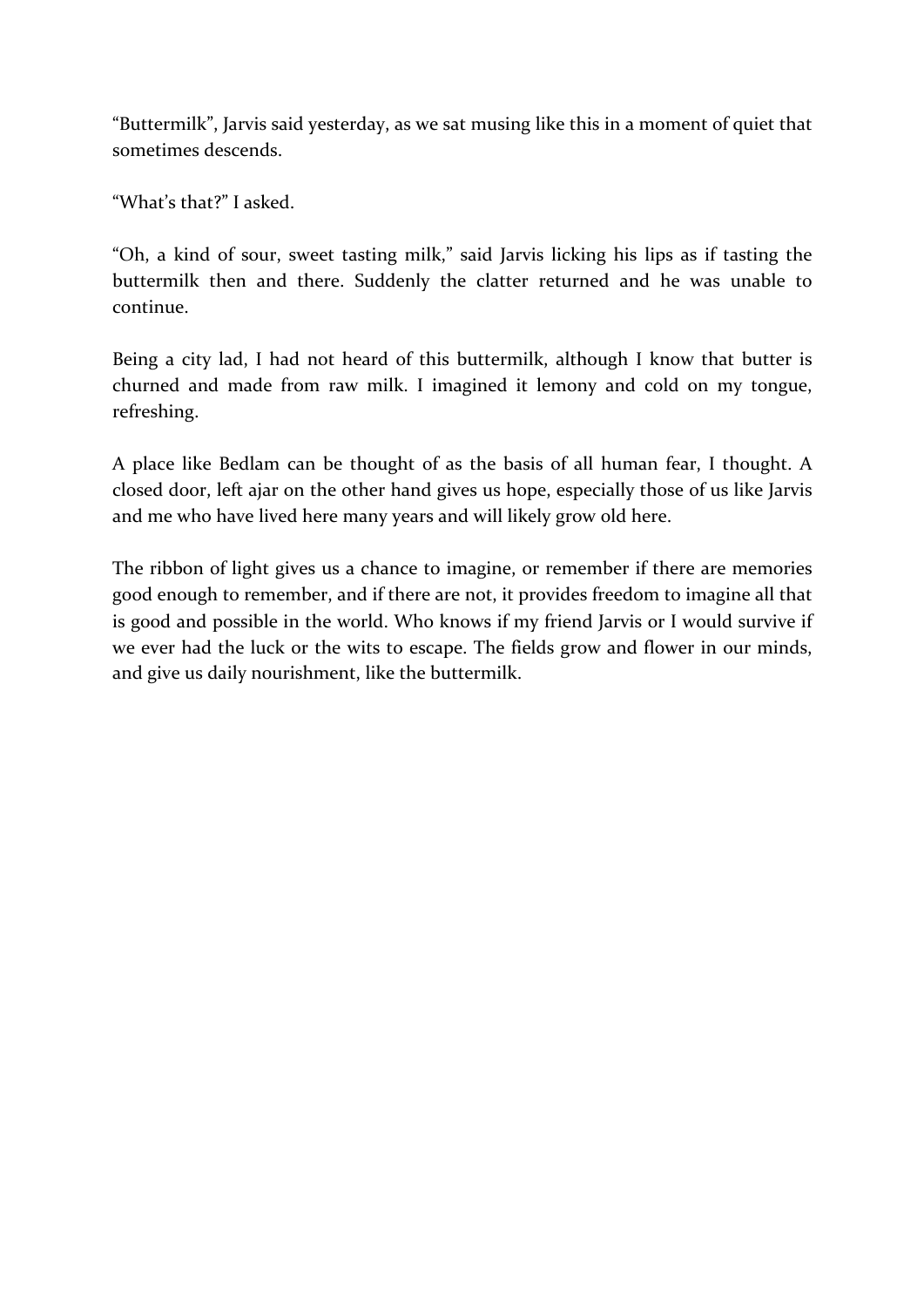"Buttermilk", Jarvis said yesterday, as we sat musing like this in a moment of quiet that sometimes descends.

"What's that?" I asked.

"Oh, a kind of sour, sweet tasting milk," said Jarvis licking his lips as if tasting the buttermilk then and there. Suddenly the clatter returned and he was unable to continue.

Being a city lad, I had not heard of this buttermilk, although I know that butter is churned and made from raw milk. I imagined it lemony and cold on my tongue, refreshing.

A place like Bedlam can be thought of as the basis of all human fear, I thought. A closed door, left ajar on the other hand gives us hope, especially those of us like Jarvis and me who have lived here many years and will likely grow old here.

The ribbon of light gives us a chance to imagine, or remember if there are memories good enough to remember, and if there are not, it provides freedom to imagine all that is good and possible in the world. Who knows if my friend Jarvis or I would survive if we ever had the luck or the wits to escape. The fields grow and flower in our minds, and give us daily nourishment, like the buttermilk.